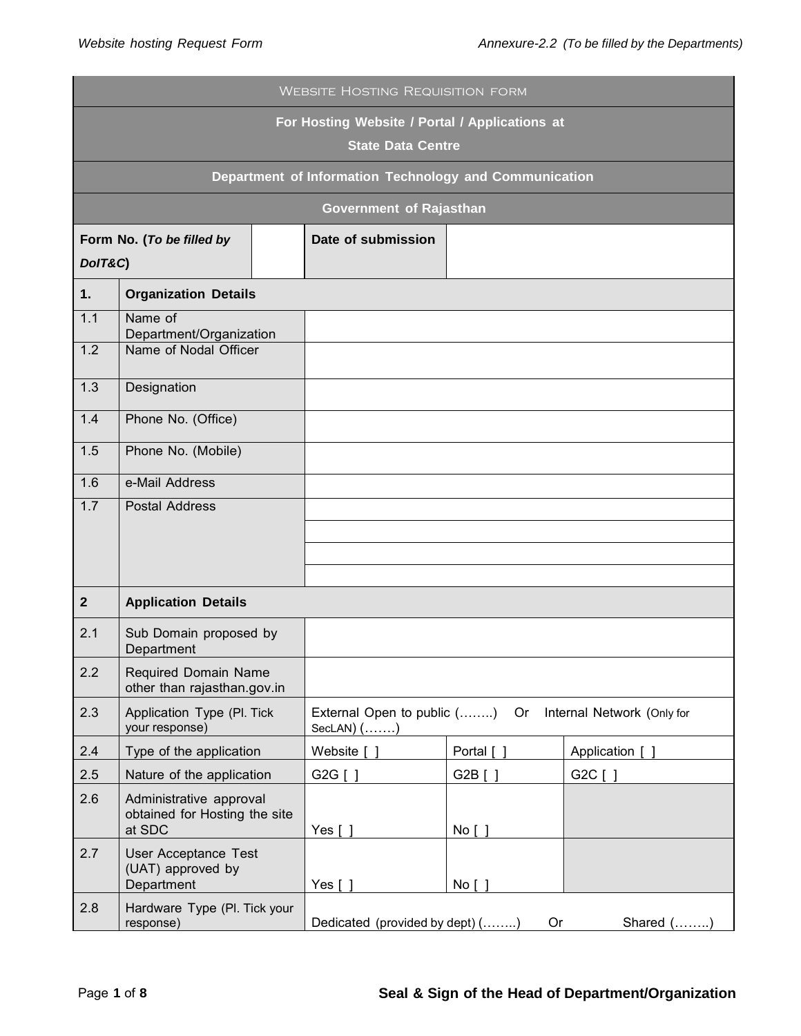*Website hosting Request Form* | *Annexure-2.2 (To be filled by the Departments)*

| WEBSITE HOSTING REQUISITION FORM | | | | |
|---|---|---|---|---|
| **For Hosting Website / Portal / Applications at State Data Centre** | | | | |
| **Department of Information Technology and Communication** | | | | |
| **Government of Rajasthan** | | | | |
| **Form No. (*To be filled by DoIT&C*)** | | **Date of submission** | | |
| **1.** | **Organization Details** | | | |
| 1.1 | Name of Department/Organization | | | |
| 1.2 | Name of Nodal Officer | | | |
| 1.3 | Designation | | | |
| 1.4 | Phone No. (Office) | | | |
| 1.5 | Phone No. (Mobile) | | | |
| 1.6 | e-Mail Address | | | |
| 1.7 | Postal Address | | | |
| **2** | **Application Details** | | | |
| 2.1 | Sub Domain proposed by Department | | | |
| 2.2 | Required Domain Name other than rajasthan.gov.in | | | |
| 2.3 | Application Type (Pl. Tick your response) | External Open to public (……..) Or Internal Network (Only for SecLAN) (…….) | | |
| 2.4 | Type of the application | Website [ ] | Portal [ ] | Application [ ] |
| 2.5 | Nature of the application | G2G [ ] | G2B [ ] | G2C [ ] |
| 2.6 | Administrative approval obtained for Hosting the site at SDC | Yes [ ] | No [ ] | |
| 2.7 | User Acceptance Test (UAT) approved by Department | Yes [ ] | No [ ] | |
| 2.8 | Hardware Type (Pl. Tick your response) | Dedicated (provided by dept) (……..) Or Shared (……..) | | |

**Seal & Sign of the Head of Department/Organization**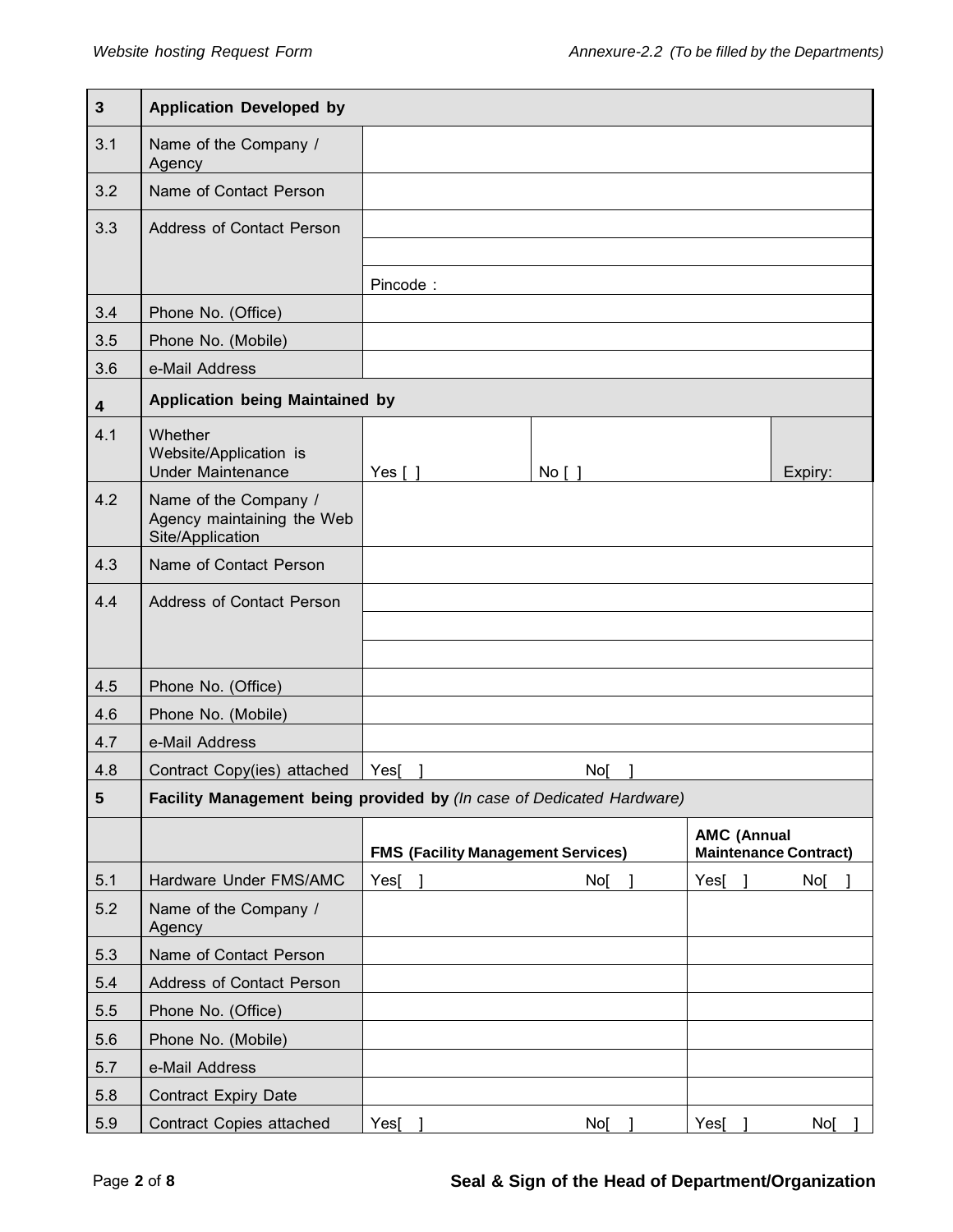| 3 | **Application Developed by** | | | | |
|---|---|---|---|---|---|
| 3.1 | Name of the Company / Agency | | | | |
| 3.2 | Name of Contact Person | | | | |
| 3.3 | Address of Contact Person | | | | |
| | | | | | |
| | | Pincode : | | | |
| 3.4 | Phone No. (Office) | | | | |
| 3.5 | Phone No. (Mobile) | | | | |
| 3.6 | e-Mail Address | | | | |
| 4 | **Application being Maintained by** | | | | |
| 4.1 | Whether Website/Application is Under Maintenance | Yes [ ] | No [ ] | | Expiry: |
| 4.2 | Name of the Company / Agency maintaining the Web Site/Application | | | | |
| 4.3 | Name of Contact Person | | | | |
| 4.4 | Address of Contact Person | | | | |
| | | | | | |
| | | | | | |
| 4.5 | Phone No. (Office) | | | | |
| 4.6 | Phone No. (Mobile) | | | | |
| 4.7 | e-Mail Address | | | | |
| 4.8 | Contract Copy(ies) attached | Yes[ ] | No[ ] | | |
| 5 | **Facility Management being provided by** *(In case of Dedicated Hardware)* | | | | |
| | | **FMS (Facility Management Services)** | | **AMC (Annual Maintenance Contract)** | |
| 5.1 | Hardware Under FMS/AMC | Yes[ ] | No[ ] | Yes[ ] | No[ ] |
| 5.2 | Name of the Company / Agency | | | | |
| 5.3 | Name of Contact Person | | | | |
| 5.4 | Address of Contact Person | | | | |
| 5.5 | Phone No. (Office) | | | | |
| 5.6 | Phone No. (Mobile) | | | | |
| 5.7 | e-Mail Address | | | | |
| 5.8 | Contract Expiry Date | | | | |
| 5.9 | Contract Copies attached | Yes[ ] | No[ ] | Yes[ ] | No[ ] |

**Seal & Sign of the Head of Department/Organization**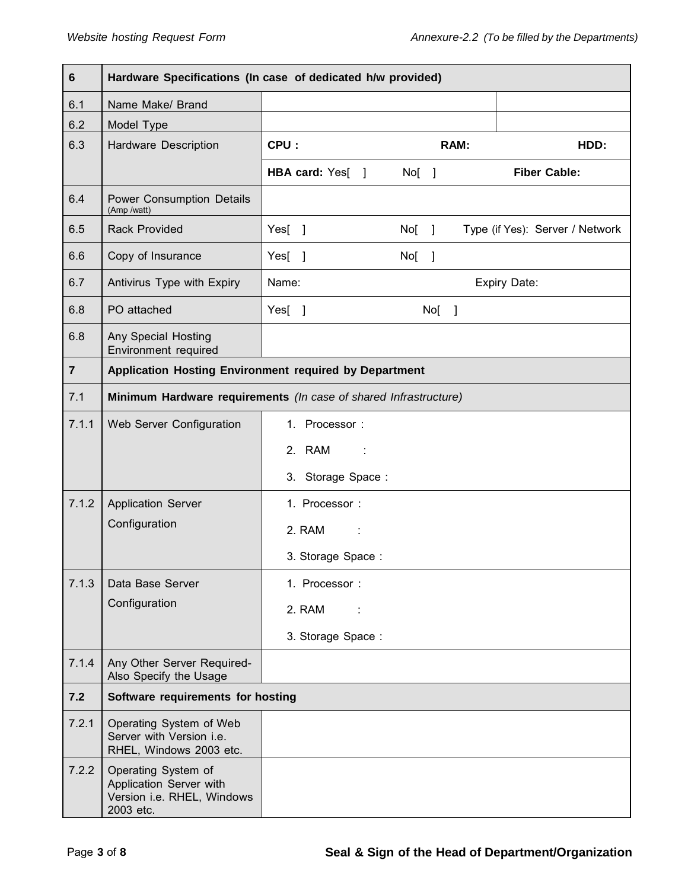| 6 | **Hardware Specifications (In case of dedicated h/w provided)** | | |
|---|---|---|---|
| 6.1 | Name Make/ Brand | | |
| 6.2 | Model Type | | |
| 6.3 | Hardware Description | **CPU :** **RAM:** **HDD:** | |
| | | **HBA card:** Yes[ ] No[ ] **Fiber Cable:** | |
| 6.4 | Power Consumption Details (Amp /watt) | | |
| 6.5 | Rack Provided | Yes[ ] No[ ] Type (if Yes): Server / Network | |
| 6.6 | Copy of Insurance | Yes[ ] No[ ] | |
| 6.7 | Antivirus Type with Expiry | Name: Expiry Date: | |
| 6.8 | PO attached | Yes[ ] No[ ] | |
| 6.8 | Any Special Hosting Environment required | | |
| **7** | **Application Hosting Environment required by Department** | | |
| 7.1 | **Minimum Hardware requirements** *(In case of shared Infrastructure)* | | |
| 7.1.1 | Web Server Configuration | 1. Processor :<br>2. RAM :<br>3. Storage Space : | |
| 7.1.2 | Application Server Configuration | 1. Processor :<br>2. RAM :<br>3. Storage Space : | |
| 7.1.3 | Data Base Server Configuration | 1. Processor :<br>2. RAM :<br>3. Storage Space : | |
| 7.1.4 | Any Other Server Required- Also Specify the Usage | | |
| **7.2** | **Software requirements for hosting** | | |
| 7.2.1 | Operating System of Web Server with Version i.e. RHEL, Windows 2003 etc. | | |
| 7.2.2 | Operating System of Application Server with Version i.e. RHEL, Windows 2003 etc. | | |

**Seal & Sign of the Head of Department/Organization**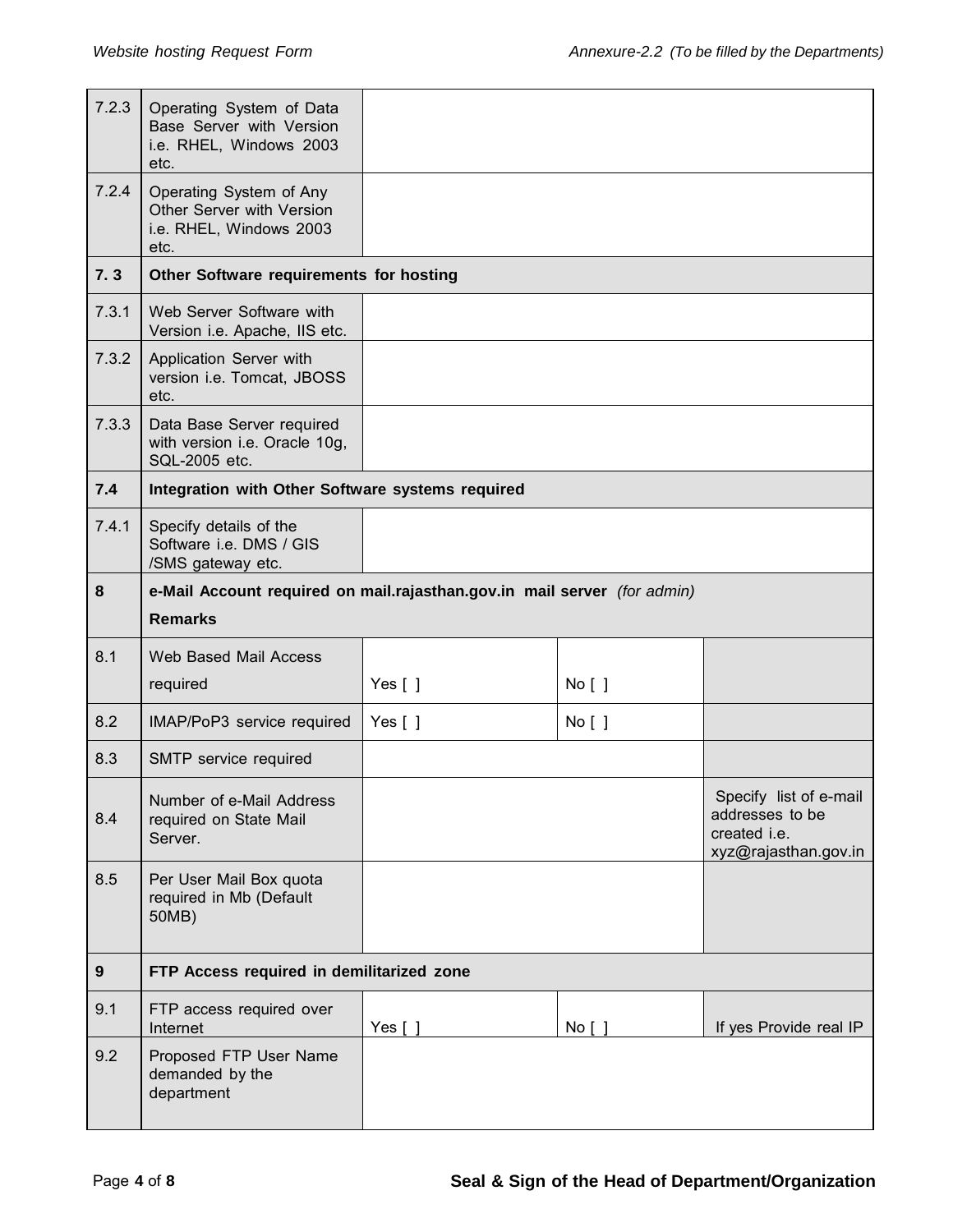| | | | | |
|---|---|---|---|---|
| 7.2.3 | Operating System of Data Base Server with Version i.e. RHEL, Windows 2003 etc. | | | |
| 7.2.4 | Operating System of Any Other Server with Version i.e. RHEL, Windows 2003 etc. | | | |
| **7. 3** | **Other Software requirements for hosting** | | | |
| 7.3.1 | Web Server Software with Version i.e. Apache, IIS etc. | | | |
| 7.3.2 | Application Server with version i.e. Tomcat, JBOSS etc. | | | |
| 7.3.3 | Data Base Server required with version i.e. Oracle 10g, SQL-2005 etc. | | | |
| **7.4** | **Integration with Other Software systems required** | | | |
| 7.4.1 | Specify details of the Software i.e. DMS / GIS /SMS gateway etc. | | | |
| **8** | **e-Mail Account required on mail.rajasthan.gov.in mail server** *(for admin)* **Remarks** | | | |
| 8.1 | Web Based Mail Access required | Yes [ ] | No [ ] | |
| 8.2 | IMAP/PoP3 service required | Yes [ ] | No [ ] | |
| 8.3 | SMTP service required | | | |
| 8.4 | Number of e-Mail Address required on State Mail Server. | | | Specify list of e-mail addresses to be created i.e. xyz@rajasthan.gov.in |
| 8.5 | Per User Mail Box quota required in Mb (Default 50MB) | | | |
| **9** | **FTP Access required in demilitarized zone** | | | |
| 9.1 | FTP access required over Internet | Yes [ ] | No [ ] | If yes Provide real IP |
| 9.2 | Proposed FTP User Name demanded by the department | | | |

**Seal & Sign of the Head of Department/Organization**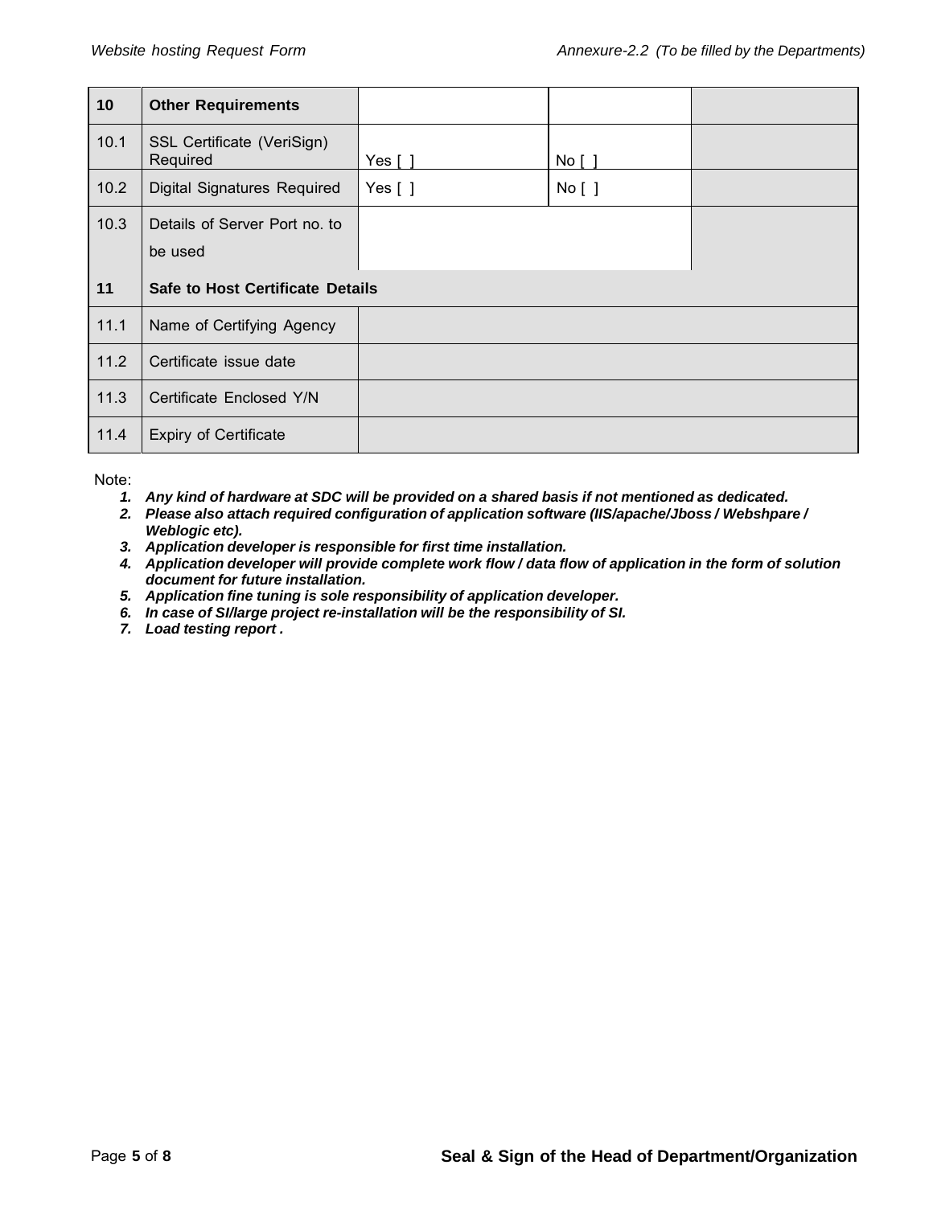| 10 | **Other Requirements** | | | |
|---|---|---|---|---|
| 10.1 | SSL Certificate (VeriSign) Required | Yes [ ] | No [ ] | |
| 10.2 | Digital Signatures Required | Yes [ ] | No [ ] | |
| 10.3 | Details of Server Port no. to be used | | | |
| **11** | **Safe to Host Certificate Details** | | | |
| 11.1 | Name of Certifying Agency | | | |
| 11.2 | Certificate issue date | | | |
| 11.3 | Certificate Enclosed Y/N | | | |
| 11.4 | Expiry of Certificate | | | |

Note:

1. ***Any kind of hardware at SDC will be provided on a shared basis if not mentioned as dedicated.***
2. ***Please also attach required configuration of application software (IIS/apache/Jboss / Webshpare / Weblogic etc).***
3. ***Application developer is responsible for first time installation.***
4. ***Application developer will provide complete work flow / data flow of application in the form of solution document for future installation.***
5. ***Application fine tuning is sole responsibility of application developer.***
6. ***In case of SI/large project re-installation will be the responsibility of SI.***
7. ***Load testing report .***

**Seal & Sign of the Head of Department/Organization**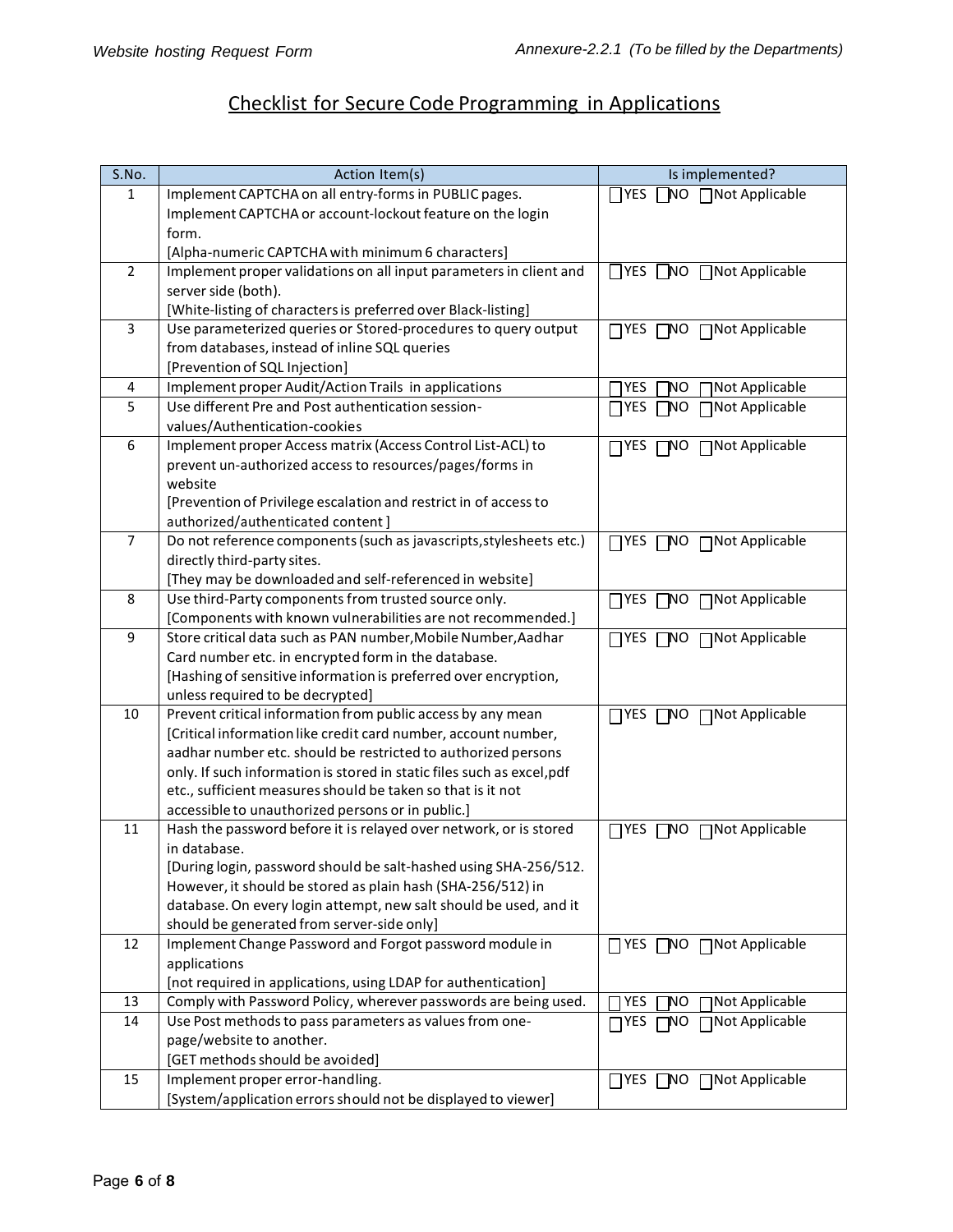# Checklist for Secure Code Programming in Applications

| S.No. | Action Item(s) | Is implemented? |
|---|---|---|
| 1 | Implement CAPTCHA on all entry-forms in PUBLIC pages. Implement CAPTCHA or account-lockout feature on the login form. [Alpha-numeric CAPTCHA with minimum 6 characters] | ☐YES ☐NO ☐Not Applicable |
| 2 | Implement proper validations on all input parameters in client and server side (both). [White-listing of characters is preferred over Black-listing] | ☐YES ☐NO ☐Not Applicable |
| 3 | Use parameterized queries or Stored-procedures to query output from databases, instead of inline SQL queries [Prevention of SQL Injection] | ☐YES ☐NO ☐Not Applicable |
| 4 | Implement proper Audit/Action Trails in applications | ☐YES ☐NO ☐Not Applicable |
| 5 | Use different Pre and Post authentication session-values/Authentication-cookies | ☐YES ☐NO ☐Not Applicable |
| 6 | Implement proper Access matrix (Access Control List-ACL) to prevent un-authorized access to resources/pages/forms in website [Prevention of Privilege escalation and restrict in of access to authorized/authenticated content ] | ☐YES ☐NO ☐Not Applicable |
| 7 | Do not reference components (such as javascripts,stylesheets etc.) directly third-party sites. [They may be downloaded and self-referenced in website] | ☐YES ☐NO ☐Not Applicable |
| 8 | Use third-Party components from trusted source only. [Components with known vulnerabilities are not recommended.] | ☐YES ☐NO ☐Not Applicable |
| 9 | Store critical data such as PAN number,Mobile Number,Aadhar Card number etc. in encrypted form in the database. [Hashing of sensitive information is preferred over encryption, unless required to be decrypted] | ☐YES ☐NO ☐Not Applicable |
| 10 | Prevent critical information from public access by any mean [Critical information like credit card number, account number, aadhar number etc. should be restricted to authorized persons only. If such information is stored in static files such as excel,pdf etc., sufficient measures should be taken so that is it not accessible to unauthorized persons or in public.] | ☐YES ☐NO ☐Not Applicable |
| 11 | Hash the password before it is relayed over network, or is stored in database. [During login, password should be salt-hashed using SHA-256/512. However, it should be stored as plain hash (SHA-256/512) in database. On every login attempt, new salt should be used, and it should be generated from server-side only] | ☐YES ☐NO ☐Not Applicable |
| 12 | Implement Change Password and Forgot password module in applications [not required in applications, using LDAP for authentication] | ☐YES ☐NO ☐Not Applicable |
| 13 | Comply with Password Policy, wherever passwords are being used. | ☐YES ☐NO ☐Not Applicable |
| 14 | Use Post methods to pass parameters as values from one-page/website to another. [GET methods should be avoided] | ☐YES ☐NO ☐Not Applicable |
| 15 | Implement proper error-handling. [System/application errors should not be displayed to viewer] | ☐YES ☐NO ☐Not Applicable |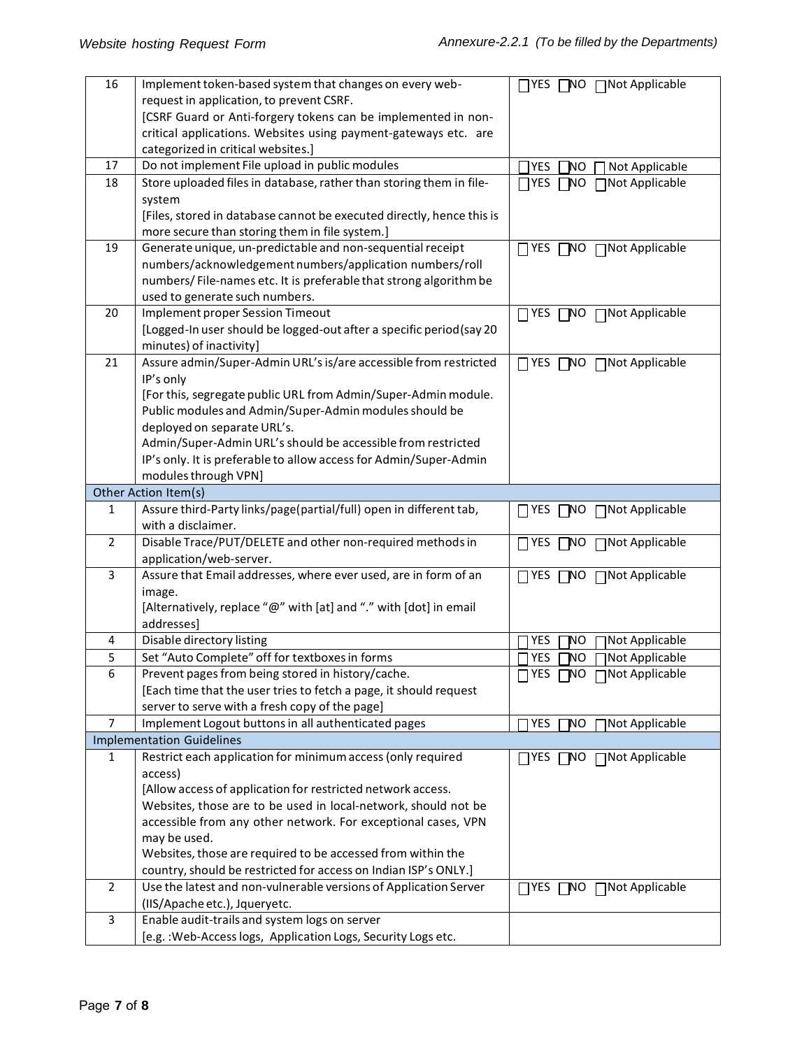| | | |
|---|---|---|
| 16 | Implement token-based system that changes on every web-request in application, to prevent CSRF.<br>[CSRF Guard or Anti-forgery tokens can be implemented in non-critical applications. Websites using payment-gateways etc. are categorized in critical websites.] | ☐YES ☐NO ☐Not Applicable |
| 17 | Do not implement File upload in public modules | ☐YES ☐NO ☐Not Applicable |
| 18 | Store uploaded files in database, rather than storing them in file-system<br>[Files, stored in database cannot be executed directly, hence this is more secure than storing them in file system.] | ☐YES ☐NO ☐Not Applicable |
| 19 | Generate unique, un-predictable and non-sequential receipt numbers/acknowledgement numbers/application numbers/roll numbers/ File-names etc. It is preferable that strong algorithm be used to generate such numbers. | ☐YES ☐NO ☐Not Applicable |
| 20 | Implement proper Session Timeout<br>[Logged-In user should be logged-out after a specific period(say 20 minutes) of inactivity] | ☐YES ☐NO ☐Not Applicable |
| 21 | Assure admin/Super-Admin URL's is/are accessible from restricted IP's only<br>[For this, segregate public URL from Admin/Super-Admin module. Public modules and Admin/Super-Admin modules should be deployed on separate URL's.<br>Admin/Super-Admin URL's should be accessible from restricted IP's only. It is preferable to allow access for Admin/Super-Admin modules through VPN] | ☐YES ☐NO ☐Not Applicable |
| **Other Action Item(s)** | | |
| 1 | Assure third-Party links/page(partial/full) open in different tab, with a disclaimer. | ☐YES ☐NO ☐Not Applicable |
| 2 | Disable Trace/PUT/DELETE and other non-required methods in application/web-server. | ☐YES ☐NO ☐Not Applicable |
| 3 | Assure that Email addresses, where ever used, are in form of an image.<br>[Alternatively, replace "@" with [at] and "." with [dot] in email addresses] | ☐YES ☐NO ☐Not Applicable |
| 4 | Disable directory listing | ☐YES ☐NO ☐Not Applicable |
| 5 | Set "Auto Complete" off for textboxes in forms | ☐YES ☐NO ☐Not Applicable |
| 6 | Prevent pages from being stored in history/cache.<br>[Each time that the user tries to fetch a page, it should request server to serve with a fresh copy of the page] | ☐YES ☐NO ☐Not Applicable |
| 7 | Implement Logout buttons in all authenticated pages | ☐YES ☐NO ☐Not Applicable |
| **Implementation Guidelines** | | |
| 1 | Restrict each application for minimum access (only required access)<br>[Allow access of application for restricted network access. Websites, those are to be used in local-network, should not be accessible from any other network. For exceptional cases, VPN may be used.<br>Websites, those are required to be accessed from within the country, should be restricted for access on Indian ISP's ONLY.] | ☐YES ☐NO ☐Not Applicable |
| 2 | Use the latest and non-vulnerable versions of Application Server (IIS/Apache etc.), Jqueryetc. | ☐YES ☐NO ☐Not Applicable |
| 3 | Enable audit-trails and system logs on server<br>[e.g. :Web-Access logs, Application Logs, Security Logs etc. | |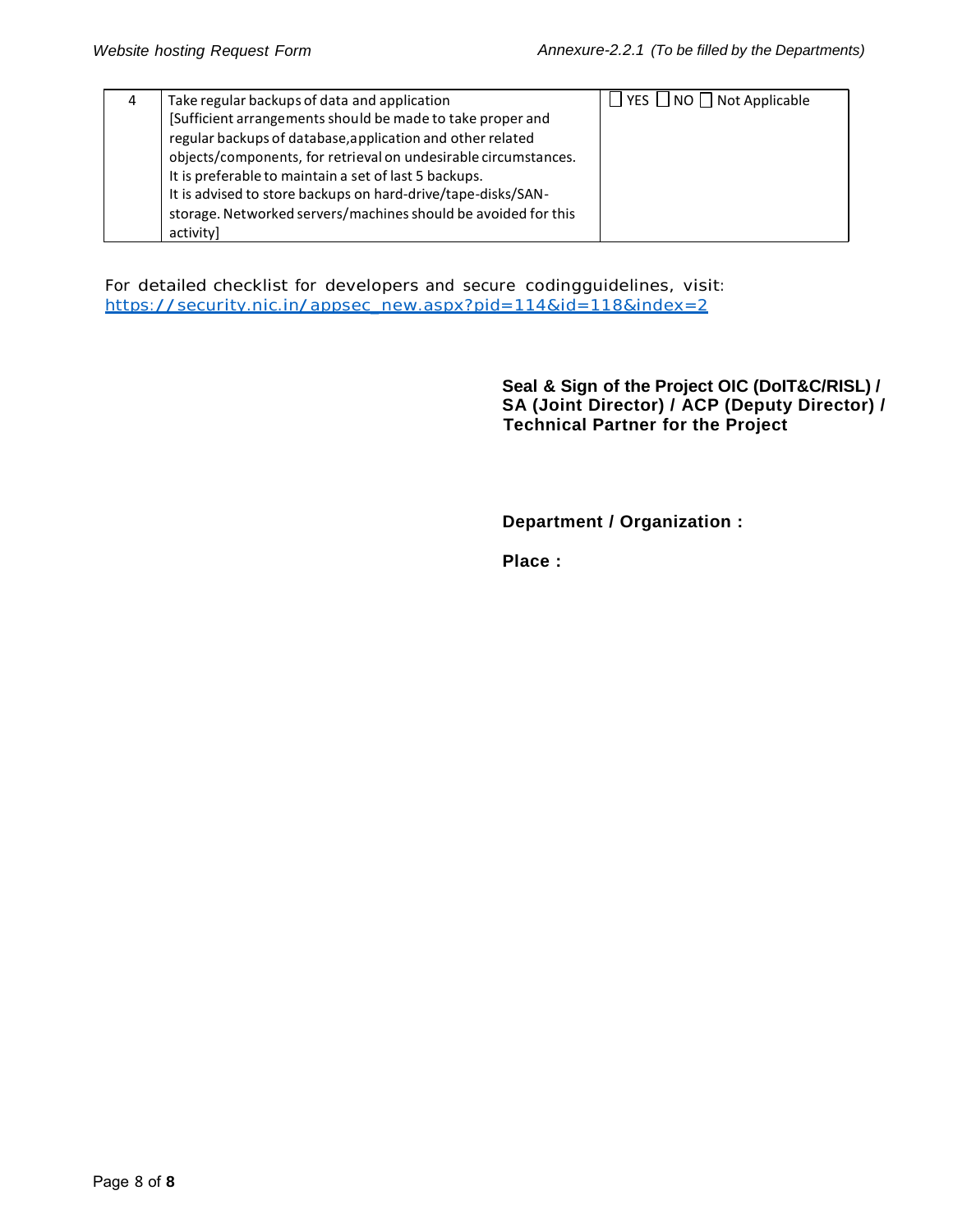| | | |
|---|---|---|
| 4 | Take regular backups of data and application [Sufficient arrangements should be made to take proper and regular backups of database,application and other related objects/components, for retrieval on undesirable circumstances. It is preferable to maintain a set of last 5 backups. It is advised to store backups on hard-drive/tape-disks/SAN-storage. Networked servers/machines should be avoided for this activity] | ☐ YES ☐ NO ☐ Not Applicable |

For detailed checklist for developers and secure codingguidelines, visit: [https://security.nic.in/appsec_new.aspx?pid=114&id=118&index=2](https://security.nic.in/appsec_new.aspx?pid=114&id=118&index=2)

**Seal & Sign of the Project OIC (DoIT&C/RISL) / SA (Joint Director) / ACP (Deputy Director) / Technical Partner for the Project**

**Department / Organization :**

**Place :**